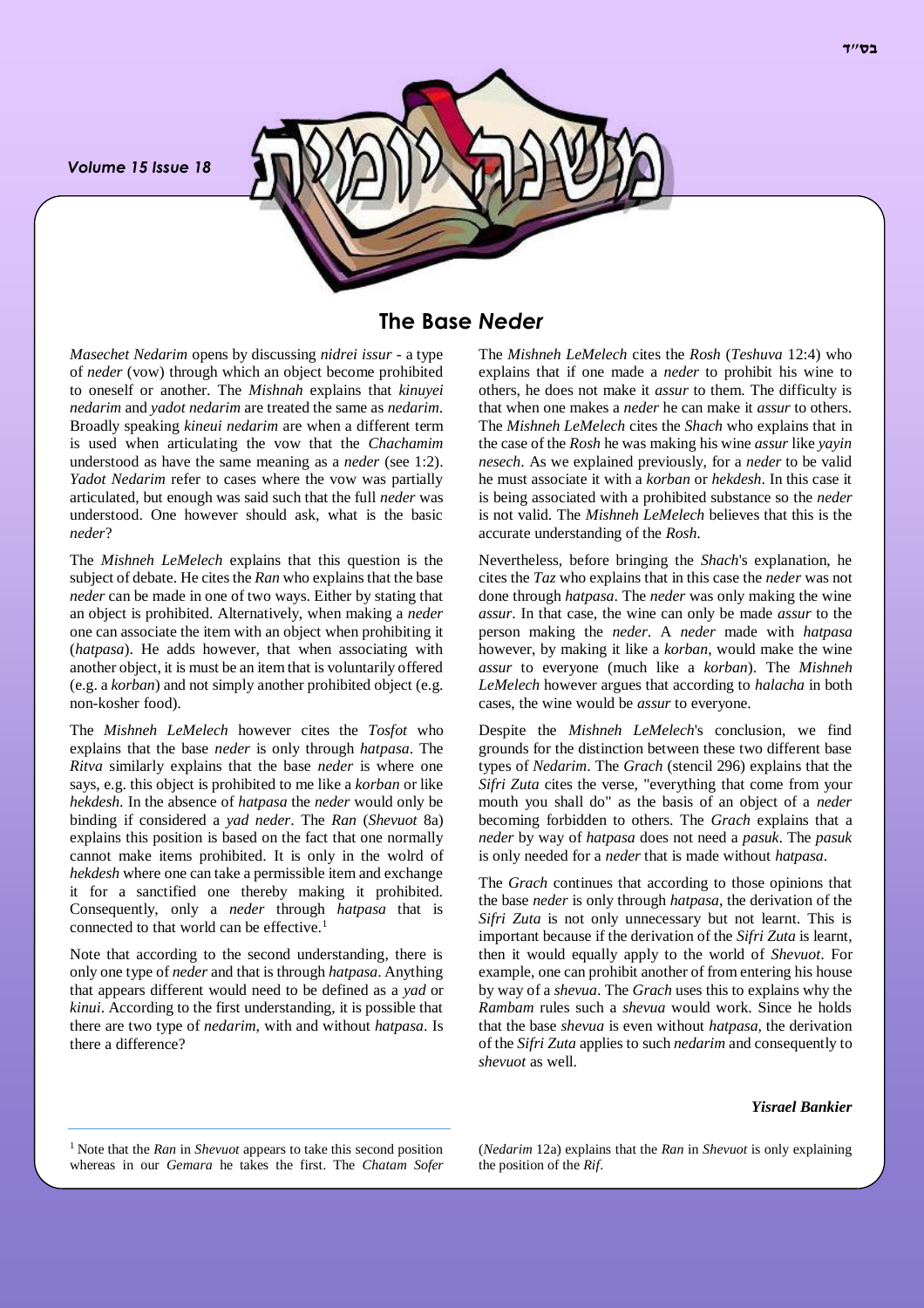# The Base *Neder*

*Masechet Nedarim* opens by discussing *nidrei issur* - a type of *neder* (vow) through which an object become prohibited to oneself or another. The *Mishnah* explains that *kinuyei nedarim* and *yadot nedarim* are treated the same as *nedarim*. Broadly speaking *kineui nedarim* are when a different term is used when articulating the vow that the *Chachamim* understood as have the same meaning as a *neder* (see 1:2). *Yadot Nedarim* refer to cases where the vow was partially articulated, but enough was said such that the full *neder* was understood. One however should ask, what is the basic *neder*?

The *Mishneh LeMelech* explains that this question is the subject of debate. He cites the *Ran* who explains that the base *neder* can be made in one of two ways. Either by stating that an object is prohibited. Alternatively, when making a *neder* one can associate the item with an object when prohibiting it (*hatpasa*). He adds however, that when associating with another object, it is must be an item that is voluntarily offered (e.g. a *korban*) and not simply another prohibited object (e.g. non-kosher food).

The *Mishneh LeMelech* however cites the *Tosfot* who explains that the base *neder* is only through *hatpasa*. The *Ritva* similarly explains that the base *neder* is where one says, e.g. this object is prohibited to me like a *korban* or like *hekdesh*. In the absence of *hatpasa* the *neder* would only be binding if considered a *yad neder*. The *Ran* (*Shevuot* 8a) explains this position is based on the fact that one normally cannot make items prohibited. It is only in the wolrd of *hekdesh* where one can take a permissible item and exchange it for a sanctified one thereby making it prohibited. Consequently, only a *neder* through *hatpasa* that is connected to that world can be effective.[1]

Note that according to the second understanding, there is only one type of *neder* and that is through *hatpasa*. Anything that appears different would need to be defined as a *yad* or *kinui*. According to the first understanding, it is possible that there are two type of *nedarim*, with and without *hatpasa*. Is there a difference?

The *Mishneh LeMelech* cites the *Rosh* (*Teshuva* 12:4) who explains that if one made a *neder* to prohibit his wine to others, he does not make it *assur* to them. The difficulty is that when one makes a *neder* he can make it *assur* to others. The *Mishneh LeMelech* cites the *Shach* who explains that in the case of the *Rosh* he was making his wine *assur* like *yayin nesech*. As we explained previously, for a *neder* to be valid he must associate it with a *korban* or *hekdesh*. In this case it is being associated with a prohibited substance so the *neder* is not valid. The *Mishneh LeMelech* believes that this is the accurate understanding of the *Rosh*.

Nevertheless, before bringing the *Shach*'s explanation, he cites the *Taz* who explains that in this case the *neder* was not done through *hatpasa*. The *neder* was only making the wine *assur*. In that case, the wine can only be made *assur* to the person making the *neder*. A *neder* made with *hatpasa* however, by making it like a *korban*, would make the wine *assur* to everyone (much like a *korban*). The *Mishneh LeMelech* however argues that according to *halacha* in both cases, the wine would be *assur* to everyone.

Despite the *Mishneh LeMelech*'s conclusion, we find grounds for the distinction between these two different base types of *Nedarim*. The *Grach* (stencil 296) explains that the *Sifri Zuta* cites the verse, "everything that come from your mouth you shall do" as the basis of an object of a *neder* becoming forbidden to others. The *Grach* explains that a *neder* by way of *hatpasa* does not need a *pasuk*. The *pasuk* is only needed for a *neder* that is made without *hatpasa*.

The *Grach* continues that according to those opinions that the base *neder* is only through *hatpasa*, the derivation of the *Sifri Zuta* is not only unnecessary but not learnt. This is important because if the derivation of the *Sifri Zuta* is learnt, then it would equally apply to the world of *Shevuot*. For example, one can prohibit another of from entering his house by way of a *shevua*. The *Grach* uses this to explains why the *Rambam* rules such a *shevua* would work. Since he holds that the base *shevua* is even without *hatpasa*, the derivation of the *Sifri Zuta* applies to such *nedarim* and consequently to *shevuot* as well.

***Yisrael Bankier***

---

[1] Note that the *Ran* in *Shevuot* appears to take this second position whereas in our *Gemara* he takes the first. The *Chatam Sofer* (*Nedarim* 12a) explains that the *Ran* in *Shevuot* is only explaining the position of the *Rif*.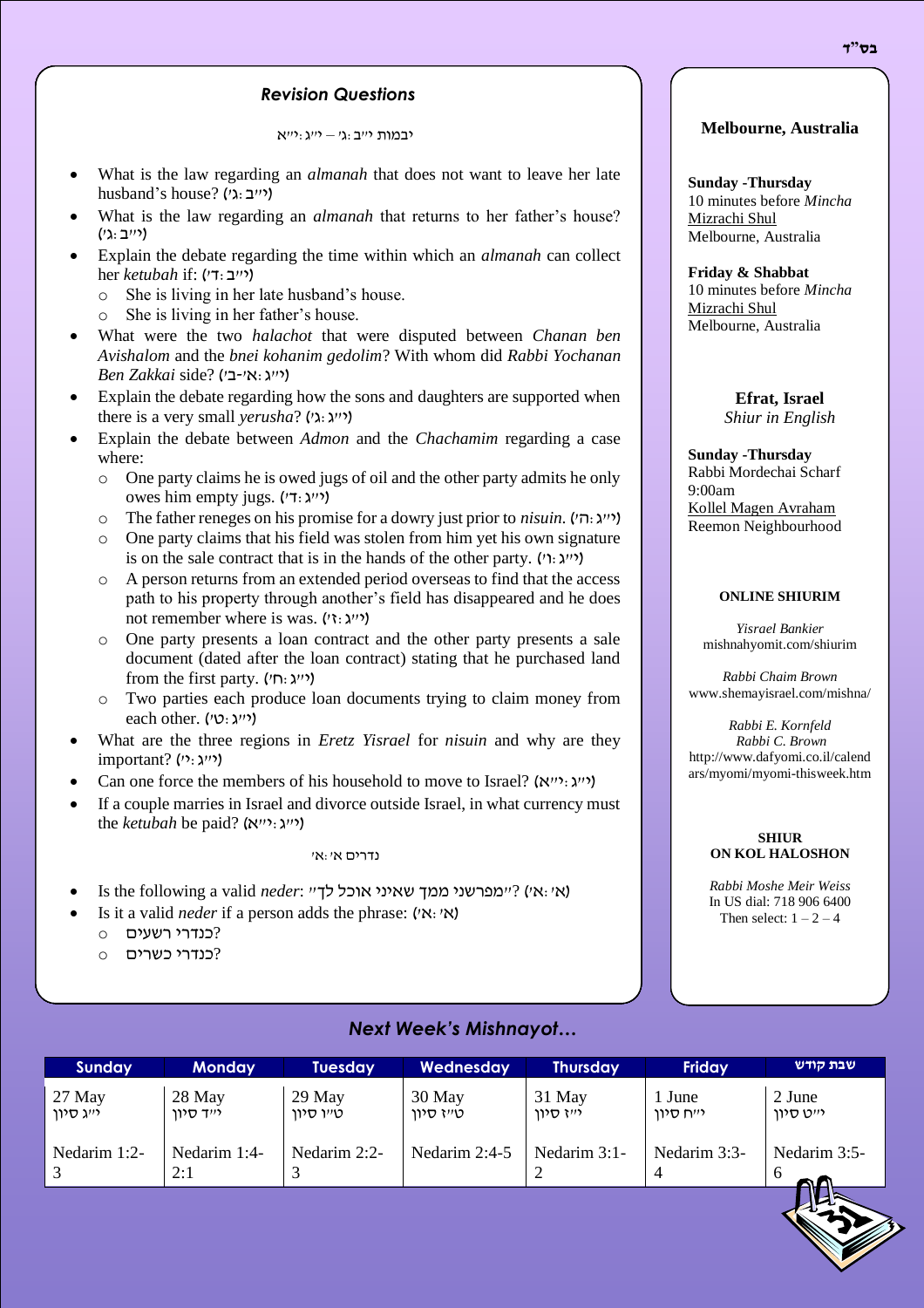## *Revision Questions*

יבמות י״ב:ג׳ – י״ג:י״א

- What is the law regarding an *almanah* that does not want to leave her late husband's house? (י״ב:ג׳)
- What is the law regarding an *almanah* that returns to her father's house? (י״ב:ג׳)
- Explain the debate regarding the time within which an *almanah* can collect her *ketubah* if: (י״ב:ד׳)
  - She is living in her late husband's house.
  - She is living in her father's house.
- What were the two *halachot* that were disputed between *Chanan ben Avishalom* and the *bnei kohanim gedolim*? With whom did *Rabbi Yochanan Ben Zakkai* side? (י״ג:א׳-ב׳)
- Explain the debate regarding how the sons and daughters are supported when there is a very small *yerusha*? (י״ג:ג׳)
- Explain the debate between *Admon* and the *Chachamim* regarding a case where:
  - One party claims he is owed jugs of oil and the other party admits he only owes him empty jugs. (י״ג:ד׳)
  - The father reneges on his promise for a dowry just prior to *nisuin*. (י״ג:ה׳)
  - One party claims that his field was stolen from him yet his own signature is on the sale contract that is in the hands of the other party. (י״ג:ו׳)
  - A person returns from an extended period overseas to find that the access path to his property through another's field has disappeared and he does not remember where is was. (י״ג:ז׳)
  - One party presents a loan contract and the other party presents a sale document (dated after the loan contract) stating that he purchased land from the first party. (י״ג:ח׳)
  - Two parties each produce loan documents trying to claim money from each other. (י״ג:ט׳)
- What are the three regions in *Eretz Yisrael* for *nisuin* and why are they important? (י״ג:י׳)
- Can one force the members of his household to move to Israel? (י״ג:י״א)
- If a couple marries in Israel and divorce outside Israel, in what currency must the *ketubah* be paid? (י״ג:י״א)

נדרים א׳:א׳

- Is the following a valid *neder*: "מפרשני ממך שאיני אוכל לך"? (א׳:א׳)
- Is it a valid *neder* if a person adds the phrase: (א׳:א׳)
  - כנדרי רשעים?
  - כנדרי כשרים?

**Melbourne, Australia**

**Sunday -Thursday**
10 minutes before *Mincha*
Mizrachi Shul
Melbourne, Australia

**Friday & Shabbat**
10 minutes before *Mincha*
Mizrachi Shul
Melbourne, Australia

**Efrat, Israel**
*Shiur in English*

**Sunday -Thursday**
Rabbi Mordechai Scharf
9:00am
Kollel Magen Avraham
Reemon Neighbourhood

**ONLINE SHIURIM**

*Yisrael Bankier*
mishnahyomit.com/shiurim

*Rabbi Chaim Brown*
www.shemayisrael.com/mishna/

*Rabbi E. Kornfeld*
*Rabbi C. Brown*
http://www.dafyomi.co.il/calendars/myomi/myomi-thisweek.htm

**SHIUR ON KOL HALOSHON**

*Rabbi Moshe Meir Weiss*
In US dial: 718 906 6400
Then select: 1 – 2 – 4

## *Next Week's Mishnayot…*

| Sunday | Monday | Tuesday | Wednesday | Thursday | Friday | שבת קודש |
|---|---|---|---|---|---|---|
| 27 May<br>י״ג סיון | 28 May<br>י״ד סיון | 29 May<br>ט״ו סיון | 30 May<br>ט״ז סיון | 31 May<br>י״ז סיון | 1 June<br>י״ח סיון | 2 June<br>י״ט סיון |
| Nedarim 1:2-3 | Nedarim 1:4-2:1 | Nedarim 2:2-3 | Nedarim 2:4-5 | Nedarim 3:1-2 | Nedarim 3:3-4 | Nedarim 3:5-6 |